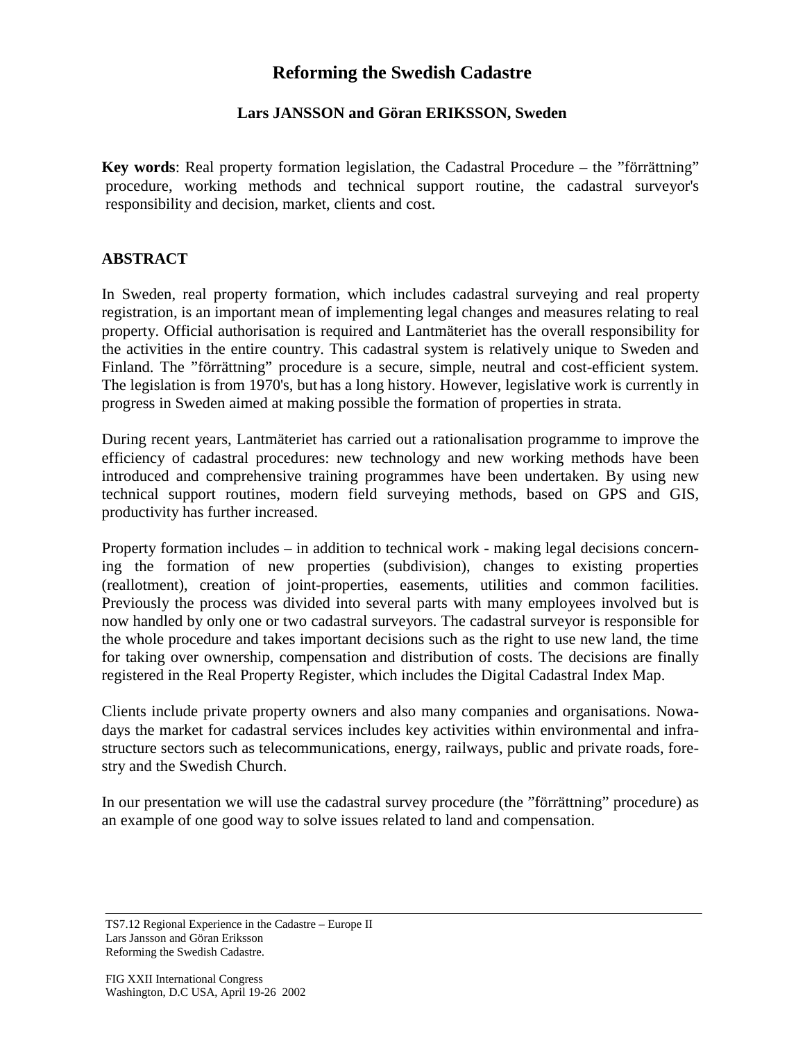# Reforming the Swedish Cadastre

**Lars JANSSON and Göran ERIKSSON, Sweden**

**Key words**: Real property formation legislation, the Cadastral Procedure – the "förrättning" procedure, working methods and technical support routine, the cadastral surveyor's responsibility and decision, market, clients and cost.

## ABSTRACT

In Sweden, real property formation, which includes cadastral surveying and real property registration, is an important mean of implementing legal changes and measures relating to real property. Official authorisation is required and Lantmäteriet has the overall responsibility for the activities in the entire country. This cadastral system is relatively unique to Sweden and Finland. The "förrättning" procedure is a secure, simple, neutral and cost-efficient system. The legislation is from 1970's, but has a long history. However, legislative work is currently in progress in Sweden aimed at making possible the formation of properties in strata.

During recent years, Lantmäteriet has carried out a rationalisation programme to improve the efficiency of cadastral procedures: new technology and new working methods have been introduced and comprehensive training programmes have been undertaken. By using new technical support routines, modern field surveying methods, based on GPS and GIS, productivity has further increased.

Property formation includes – in addition to technical work - making legal decisions concerning the formation of new properties (subdivision), changes to existing properties (reallotment), creation of joint-properties, easements, utilities and common facilities. Previously the process was divided into several parts with many employees involved but is now handled by only one or two cadastral surveyors. The cadastral surveyor is responsible for the whole procedure and takes important decisions such as the right to use new land, the time for taking over ownership, compensation and distribution of costs. The decisions are finally registered in the Real Property Register, which includes the Digital Cadastral Index Map.

Clients include private property owners and also many companies and organisations. Nowadays the market for cadastral services includes key activities within environmental and infrastructure sectors such as telecommunications, energy, railways, public and private roads, forestry and the Swedish Church.

In our presentation we will use the cadastral survey procedure (the "förrättning" procedure) as an example of one good way to solve issues related to land and compensation.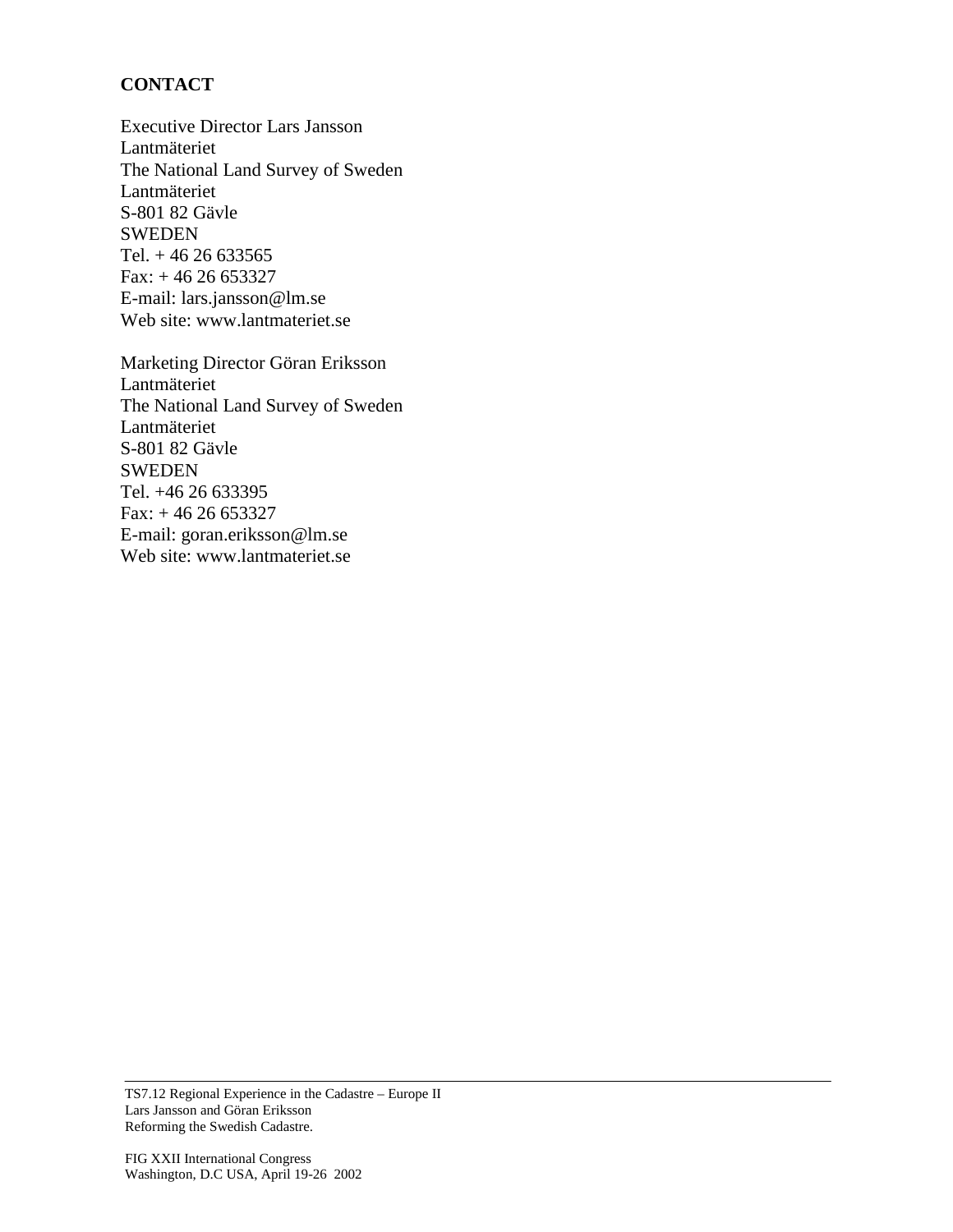**CONTACT**

Executive Director Lars Jansson
Lantmäteriet
The National Land Survey of Sweden
Lantmäteriet
S-801 82 Gävle
SWEDEN
Tel. + 46 26 633565
Fax: + 46 26 653327
E-mail: lars.jansson@lm.se
Web site: www.lantmateriet.se

Marketing Director Göran Eriksson
Lantmäteriet
The National Land Survey of Sweden
Lantmäteriet
S-801 82 Gävle
SWEDEN
Tel. +46 26 633395
Fax: + 46 26 653327
E-mail: goran.eriksson@lm.se
Web site: www.lantmateriet.se